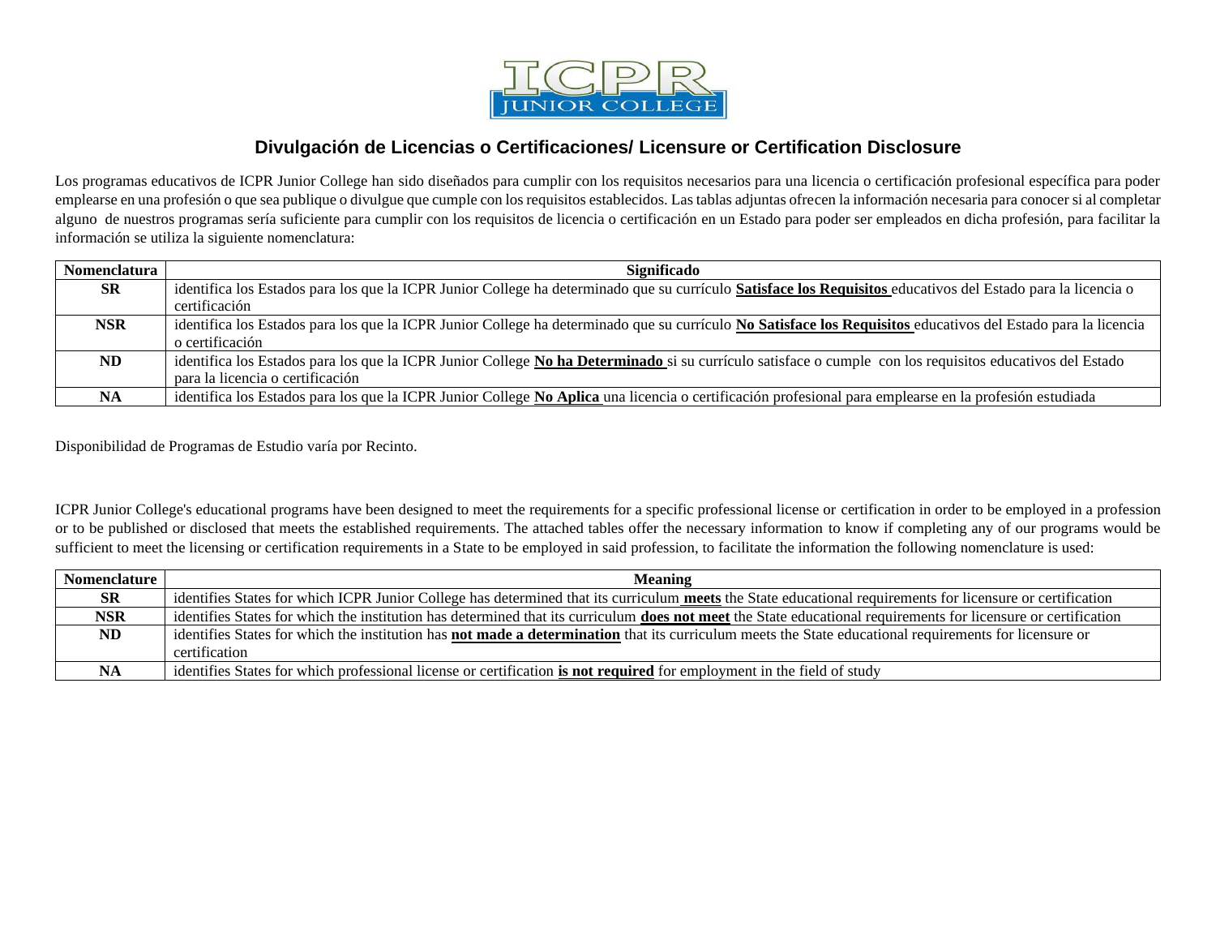# Divulgación de Licencias o Certificaciones/ Licensure or Certification Disclosure

Los programas educativos de ICPR Junior College han sido diseñados para cumplir con los requisitos necesarios para una licencia o certificación profesional específica para poder emplearse en una profesión o que sea publique o divulgue que cumple con los requisitos establecidos. Las tablas adjuntas ofrecen la información necesaria para conocer si al completar alguno de nuestros programas sería suficiente para cumplir con los requisitos de licencia o certificación en un Estado para poder ser empleados en dicha profesión, para facilitar la información se utiliza la siguiente nomenclatura:

| Nomenclatura | Significado |
|---|---|
| **SR** | identifica los Estados para los que la ICPR Junior College ha determinado que su currículo **Satisface los Requisitos** educativos del Estado para la licencia o certificación |
| **NSR** | identifica los Estados para los que la ICPR Junior College ha determinado que su currículo **No Satisface los Requisitos** educativos del Estado para la licencia o certificación |
| **ND** | identifica los Estados para los que la ICPR Junior College **No ha Determinado** si su currículo satisface o cumple con los requisitos educativos del Estado para la licencia o certificación |
| **NA** | identifica los Estados para los que la ICPR Junior College **No Aplica** una licencia o certificación profesional para emplearse en la profesión estudiada |

Disponibilidad de Programas de Estudio varía por Recinto.

ICPR Junior College's educational programs have been designed to meet the requirements for a specific professional license or certification in order to be employed in a profession or to be published or disclosed that meets the established requirements. The attached tables offer the necessary information to know if completing any of our programs would be sufficient to meet the licensing or certification requirements in a State to be employed in said profession, to facilitate the information the following nomenclature is used:

| Nomenclature | Meaning |
|---|---|
| **SR** | identifies States for which ICPR Junior College has determined that its curriculum **meets** the State educational requirements for licensure or certification |
| **NSR** | identifies States for which the institution has determined that its curriculum **does not meet** the State educational requirements for licensure or certification |
| **ND** | identifies States for which the institution has **not made a determination** that its curriculum meets the State educational requirements for licensure or certification |
| **NA** | identifies States for which professional license or certification **is not required** for employment in the field of study |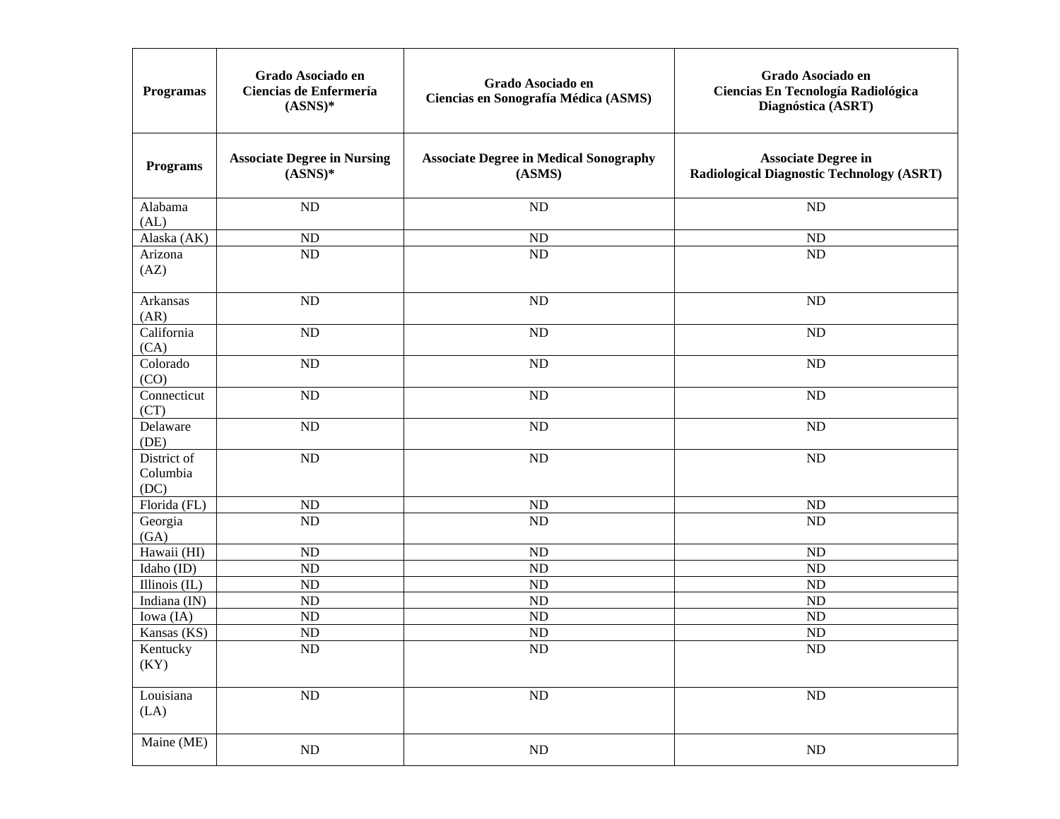| Programas | Grado Asociado en Ciencias de Enfermería (ASNS)* | Grado Asociado en Ciencias en Sonografía Médica (ASMS) | Grado Asociado en Ciencias En Tecnología Radiológica Diagnóstica (ASRT) |
|---|---|---|---|
| **Programs** | **Associate Degree in Nursing (ASNS)*** | **Associate Degree in Medical Sonography (ASMS)** | **Associate Degree in Radiological Diagnostic Technology (ASRT)** |
| Alabama (AL) | ND | ND | ND |
| Alaska (AK) | ND | ND | ND |
| Arizona (AZ) | ND | ND | ND |
| Arkansas (AR) | ND | ND | ND |
| California (CA) | ND | ND | ND |
| Colorado (CO) | ND | ND | ND |
| Connecticut (CT) | ND | ND | ND |
| Delaware (DE) | ND | ND | ND |
| District of Columbia (DC) | ND | ND | ND |
| Florida (FL) | ND | ND | ND |
| Georgia (GA) | ND | ND | ND |
| Hawaii (HI) | ND | ND | ND |
| Idaho (ID) | ND | ND | ND |
| Illinois (IL) | ND | ND | ND |
| Indiana (IN) | ND | ND | ND |
| Iowa (IA) | ND | ND | ND |
| Kansas (KS) | ND | ND | ND |
| Kentucky (KY) | ND | ND | ND |
| Louisiana (LA) | ND | ND | ND |
| Maine (ME) | ND | ND | ND |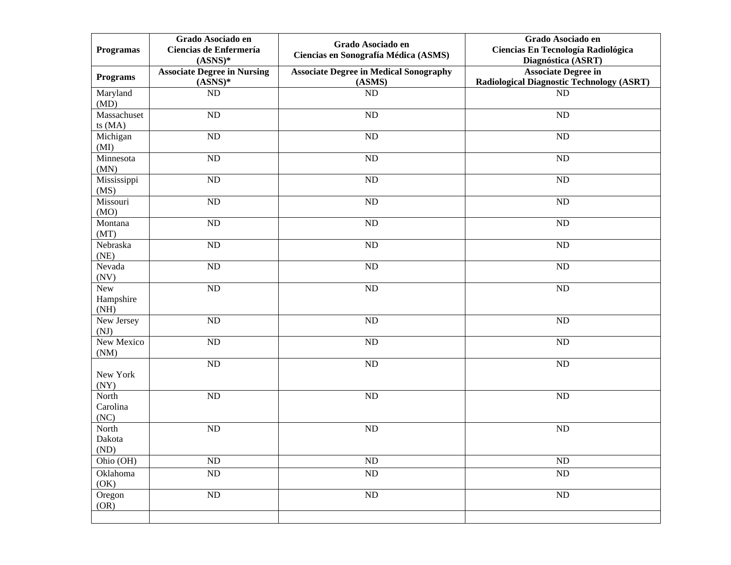| Programas | Grado Asociado en Ciencias de Enfermería (ASNS)* | Grado Asociado en Ciencias en Sonografía Médica (ASMS) | Grado Asociado en Ciencias En Tecnología Radiológica Diagnóstica (ASRT) |
|---|---|---|---|
| **Programs** | **Associate Degree in Nursing (ASNS)*** | **Associate Degree in Medical Sonography (ASMS)** | **Associate Degree in Radiological Diagnostic Technology (ASRT)** |
| Maryland (MD) | ND | ND | ND |
| Massachusetts (MA) | ND | ND | ND |
| Michigan (MI) | ND | ND | ND |
| Minnesota (MN) | ND | ND | ND |
| Mississippi (MS) | ND | ND | ND |
| Missouri (MO) | ND | ND | ND |
| Montana (MT) | ND | ND | ND |
| Nebraska (NE) | ND | ND | ND |
| Nevada (NV) | ND | ND | ND |
| New Hampshire (NH) | ND | ND | ND |
| New Jersey (NJ) | ND | ND | ND |
| New Mexico (NM) | ND | ND | ND |
| New York (NY) | ND | ND | ND |
| North Carolina (NC) | ND | ND | ND |
| North Dakota (ND) | ND | ND | ND |
| Ohio (OH) | ND | ND | ND |
| Oklahoma (OK) | ND | ND | ND |
| Oregon (OR) | ND | ND | ND |
| | | | |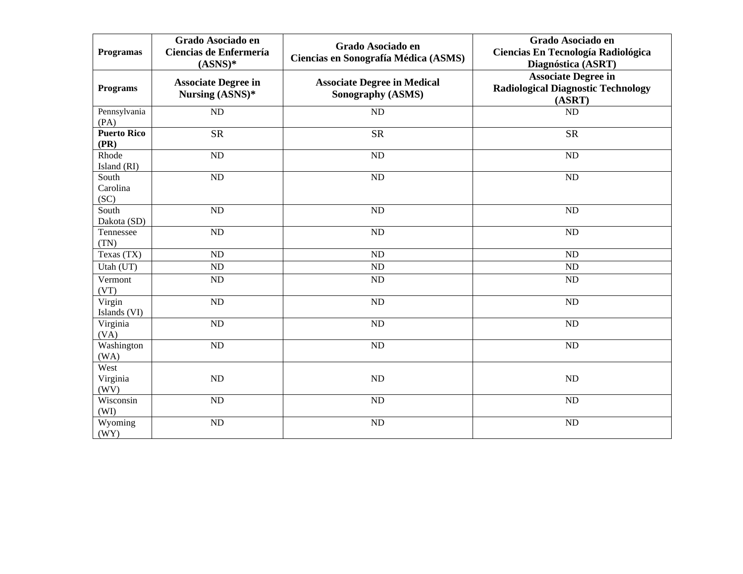| **Programas** | **Grado Asociado en Ciencias de Enfermería (ASNS)*** | **Grado Asociado en Ciencias en Sonografía Médica (ASMS)** | **Grado Asociado en Ciencias En Tecnología Radiológica Diagnóstica (ASRT)** |
|---|---|---|---|
| **Programs** | **Associate Degree in Nursing (ASNS)*** | **Associate Degree in Medical Sonography (ASMS)** | **Associate Degree in Radiological Diagnostic Technology (ASRT)** |
| Pennsylvania (PA) | ND | ND | ND |
| **Puerto Rico (PR)** | SR | SR | SR |
| Rhode Island (RI) | ND | ND | ND |
| South Carolina (SC) | ND | ND | ND |
| South Dakota (SD) | ND | ND | ND |
| Tennessee (TN) | ND | ND | ND |
| Texas (TX) | ND | ND | ND |
| Utah (UT) | ND | ND | ND |
| Vermont (VT) | ND | ND | ND |
| Virgin Islands (VI) | ND | ND | ND |
| Virginia (VA) | ND | ND | ND |
| Washington (WA) | ND | ND | ND |
| West Virginia (WV) | ND | ND | ND |
| Wisconsin (WI) | ND | ND | ND |
| Wyoming (WY) | ND | ND | ND |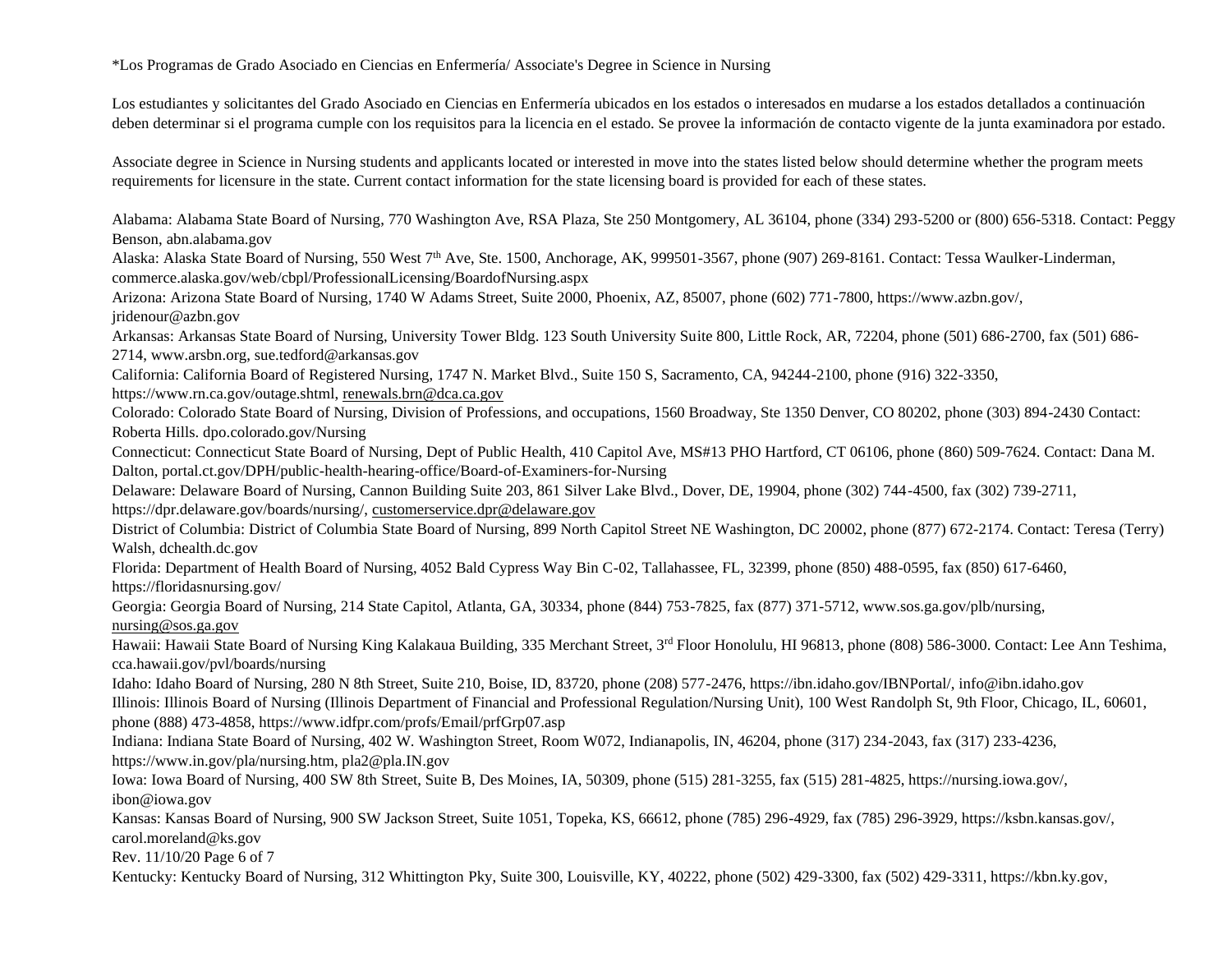*Los Programas de Grado Asociado en Ciencias en Enfermería/ Associate's Degree in Science in Nursing

Los estudiantes y solicitantes del Grado Asociado en Ciencias en Enfermería ubicados en los estados o interesados en mudarse a los estados detallados a continuación deben determinar si el programa cumple con los requisitos para la licencia en el estado. Se provee la información de contacto vigente de la junta examinadora por estado.

Associate degree in Science in Nursing students and applicants located or interested in move into the states listed below should determine whether the program meets requirements for licensure in the state. Current contact information for the state licensing board is provided for each of these states.

Alabama: Alabama State Board of Nursing, 770 Washington Ave, RSA Plaza, Ste 250 Montgomery, AL 36104, phone (334) 293-5200 or (800) 656-5318. Contact: Peggy Benson, abn.alabama.gov

Alaska: Alaska State Board of Nursing, 550 West 7th Ave, Ste. 1500, Anchorage, AK, 999501-3567, phone (907) 269-8161. Contact: Tessa Waulker-Linderman, commerce.alaska.gov/web/cbpl/ProfessionalLicensing/BoardofNursing.aspx

Arizona: Arizona State Board of Nursing, 1740 W Adams Street, Suite 2000, Phoenix, AZ, 85007, phone (602) 771-7800, https://www.azbn.gov/, jridenour@azbn.gov

Arkansas: Arkansas State Board of Nursing, University Tower Bldg. 123 South University Suite 800, Little Rock, AR, 72204, phone (501) 686-2700, fax (501) 686-2714, www.arsbn.org, sue.tedford@arkansas.gov

California: California Board of Registered Nursing, 1747 N. Market Blvd., Suite 150 S, Sacramento, CA, 94244-2100, phone (916) 322-3350, https://www.rn.ca.gov/outage.shtml, renewals.brn@dca.ca.gov

Colorado: Colorado State Board of Nursing, Division of Professions, and occupations, 1560 Broadway, Ste 1350 Denver, CO 80202, phone (303) 894-2430 Contact: Roberta Hills. dpo.colorado.gov/Nursing

Connecticut: Connecticut State Board of Nursing, Dept of Public Health, 410 Capitol Ave, MS#13 PHO Hartford, CT 06106, phone (860) 509-7624. Contact: Dana M. Dalton, portal.ct.gov/DPH/public-health-hearing-office/Board-of-Examiners-for-Nursing

Delaware: Delaware Board of Nursing, Cannon Building Suite 203, 861 Silver Lake Blvd., Dover, DE, 19904, phone (302) 744-4500, fax (302) 739-2711, https://dpr.delaware.gov/boards/nursing/, customerservice.dpr@delaware.gov

District of Columbia: District of Columbia State Board of Nursing, 899 North Capitol Street NE Washington, DC 20002, phone (877) 672-2174. Contact: Teresa (Terry) Walsh, dchealth.dc.gov

Florida: Department of Health Board of Nursing, 4052 Bald Cypress Way Bin C-02, Tallahassee, FL, 32399, phone (850) 488-0595, fax (850) 617-6460, https://floridasnursing.gov/

Georgia: Georgia Board of Nursing, 214 State Capitol, Atlanta, GA, 30334, phone (844) 753-7825, fax (877) 371-5712, www.sos.ga.gov/plb/nursing, nursing@sos.ga.gov

Hawaii: Hawaii State Board of Nursing King Kalakaua Building, 335 Merchant Street, 3rd Floor Honolulu, HI 96813, phone (808) 586-3000. Contact: Lee Ann Teshima, cca.hawaii.gov/pvl/boards/nursing

Idaho: Idaho Board of Nursing, 280 N 8th Street, Suite 210, Boise, ID, 83720, phone (208) 577-2476, https://ibn.idaho.gov/IBNPortal/, info@ibn.idaho.gov

Illinois: Illinois Board of Nursing (Illinois Department of Financial and Professional Regulation/Nursing Unit), 100 West Randolph St, 9th Floor, Chicago, IL, 60601, phone (888) 473-4858, https://www.idfpr.com/profs/Email/prfGrp07.asp

Indiana: Indiana State Board of Nursing, 402 W. Washington Street, Room W072, Indianapolis, IN, 46204, phone (317) 234-2043, fax (317) 233-4236, https://www.in.gov/pla/nursing.htm, pla2@pla.IN.gov

Iowa: Iowa Board of Nursing, 400 SW 8th Street, Suite B, Des Moines, IA, 50309, phone (515) 281-3255, fax (515) 281-4825, https://nursing.iowa.gov/, ibon@iowa.gov

Kansas: Kansas Board of Nursing, 900 SW Jackson Street, Suite 1051, Topeka, KS, 66612, phone (785) 296-4929, fax (785) 296-3929, https://ksbn.kansas.gov/, carol.moreland@ks.gov

Kentucky: Kentucky Board of Nursing, 312 Whittington Pky, Suite 300, Louisville, KY, 40222, phone (502) 429-3300, fax (502) 429-3311, https://kbn.ky.gov,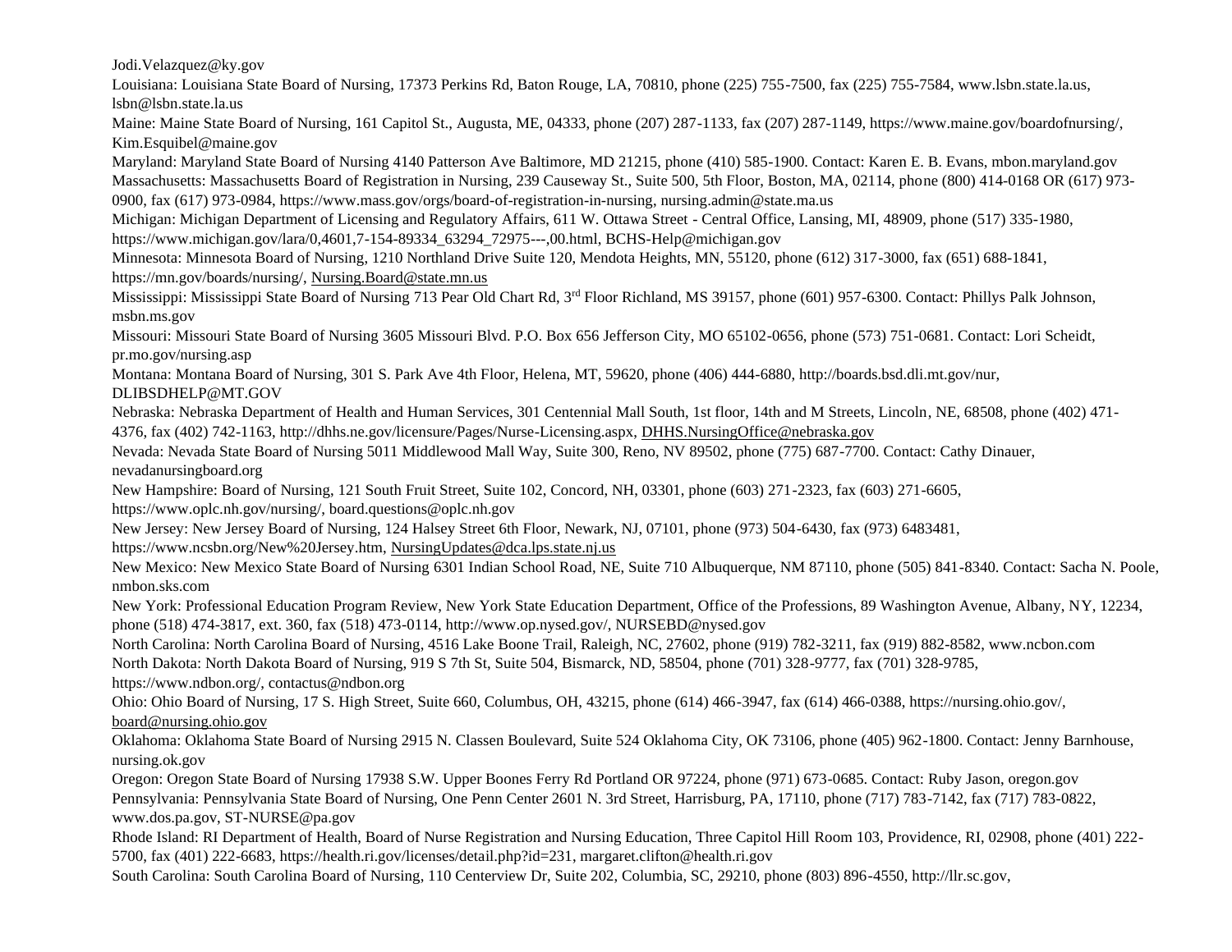Jodi.Velazquez@ky.gov

Louisiana: Louisiana State Board of Nursing, 17373 Perkins Rd, Baton Rouge, LA, 70810, phone (225) 755-7500, fax (225) 755-7584, www.lsbn.state.la.us, lsbn@lsbn.state.la.us

Maine: Maine State Board of Nursing, 161 Capitol St., Augusta, ME, 04333, phone (207) 287-1133, fax (207) 287-1149, https://www.maine.gov/boardofnursing/, Kim.Esquibel@maine.gov

Maryland: Maryland State Board of Nursing 4140 Patterson Ave Baltimore, MD 21215, phone (410) 585-1900. Contact: Karen E. B. Evans, mbon.maryland.gov

Massachusetts: Massachusetts Board of Registration in Nursing, 239 Causeway St., Suite 500, 5th Floor, Boston, MA, 02114, phone (800) 414-0168 OR (617) 973-0900, fax (617) 973-0984, https://www.mass.gov/orgs/board-of-registration-in-nursing, nursing.admin@state.ma.us

Michigan: Michigan Department of Licensing and Regulatory Affairs, 611 W. Ottawa Street - Central Office, Lansing, MI, 48909, phone (517) 335-1980, https://www.michigan.gov/lara/0,4601,7-154-89334_63294_72975---,00.html, BCHS-Help@michigan.gov

Minnesota: Minnesota Board of Nursing, 1210 Northland Drive Suite 120, Mendota Heights, MN, 55120, phone (612) 317-3000, fax (651) 688-1841, https://mn.gov/boards/nursing/, Nursing.Board@state.mn.us

Mississippi: Mississippi State Board of Nursing 713 Pear Old Chart Rd, 3rd Floor Richland, MS 39157, phone (601) 957-6300. Contact: Phillys Palk Johnson, msbn.ms.gov

Missouri: Missouri State Board of Nursing 3605 Missouri Blvd. P.O. Box 656 Jefferson City, MO 65102-0656, phone (573) 751-0681. Contact: Lori Scheidt, pr.mo.gov/nursing.asp

Montana: Montana Board of Nursing, 301 S. Park Ave 4th Floor, Helena, MT, 59620, phone (406) 444-6880, http://boards.bsd.dli.mt.gov/nur, DLIBSDHELP@MT.GOV

Nebraska: Nebraska Department of Health and Human Services, 301 Centennial Mall South, 1st floor, 14th and M Streets, Lincoln, NE, 68508, phone (402) 471-4376, fax (402) 742-1163, http://dhhs.ne.gov/licensure/Pages/Nurse-Licensing.aspx, DHHS.NursingOffice@nebraska.gov

Nevada: Nevada State Board of Nursing 5011 Middlewood Mall Way, Suite 300, Reno, NV 89502, phone (775) 687-7700. Contact: Cathy Dinauer, nevadanursingboard.org

New Hampshire: Board of Nursing, 121 South Fruit Street, Suite 102, Concord, NH, 03301, phone (603) 271-2323, fax (603) 271-6605, https://www.oplc.nh.gov/nursing/, board.questions@oplc.nh.gov

New Jersey: New Jersey Board of Nursing, 124 Halsey Street 6th Floor, Newark, NJ, 07101, phone (973) 504-6430, fax (973) 6483481, https://www.ncsbn.org/New%20Jersey.htm, NursingUpdates@dca.lps.state.nj.us

New Mexico: New Mexico State Board of Nursing 6301 Indian School Road, NE, Suite 710 Albuquerque, NM 87110, phone (505) 841-8340. Contact: Sacha N. Poole, nmbon.sks.com

New York: Professional Education Program Review, New York State Education Department, Office of the Professions, 89 Washington Avenue, Albany, NY, 12234, phone (518) 474-3817, ext. 360, fax (518) 473-0114, http://www.op.nysed.gov/, NURSEBD@nysed.gov

North Carolina: North Carolina Board of Nursing, 4516 Lake Boone Trail, Raleigh, NC, 27602, phone (919) 782-3211, fax (919) 882-8582, www.ncbon.com

North Dakota: North Dakota Board of Nursing, 919 S 7th St, Suite 504, Bismarck, ND, 58504, phone (701) 328-9777, fax (701) 328-9785, https://www.ndbon.org/, contactus@ndbon.org

Ohio: Ohio Board of Nursing, 17 S. High Street, Suite 660, Columbus, OH, 43215, phone (614) 466-3947, fax (614) 466-0388, https://nursing.ohio.gov/, board@nursing.ohio.gov

Oklahoma: Oklahoma State Board of Nursing 2915 N. Classen Boulevard, Suite 524 Oklahoma City, OK 73106, phone (405) 962-1800. Contact: Jenny Barnhouse, nursing.ok.gov

Oregon: Oregon State Board of Nursing 17938 S.W. Upper Boones Ferry Rd Portland OR 97224, phone (971) 673-0685. Contact: Ruby Jason, oregon.gov

Pennsylvania: Pennsylvania State Board of Nursing, One Penn Center 2601 N. 3rd Street, Harrisburg, PA, 17110, phone (717) 783-7142, fax (717) 783-0822, www.dos.pa.gov, ST-NURSE@pa.gov

Rhode Island: RI Department of Health, Board of Nurse Registration and Nursing Education, Three Capitol Hill Room 103, Providence, RI, 02908, phone (401) 222-5700, fax (401) 222-6683, https://health.ri.gov/licenses/detail.php?id=231, margaret.clifton@health.ri.gov

South Carolina: South Carolina Board of Nursing, 110 Centerview Dr, Suite 202, Columbia, SC, 29210, phone (803) 896-4550, http://llr.sc.gov,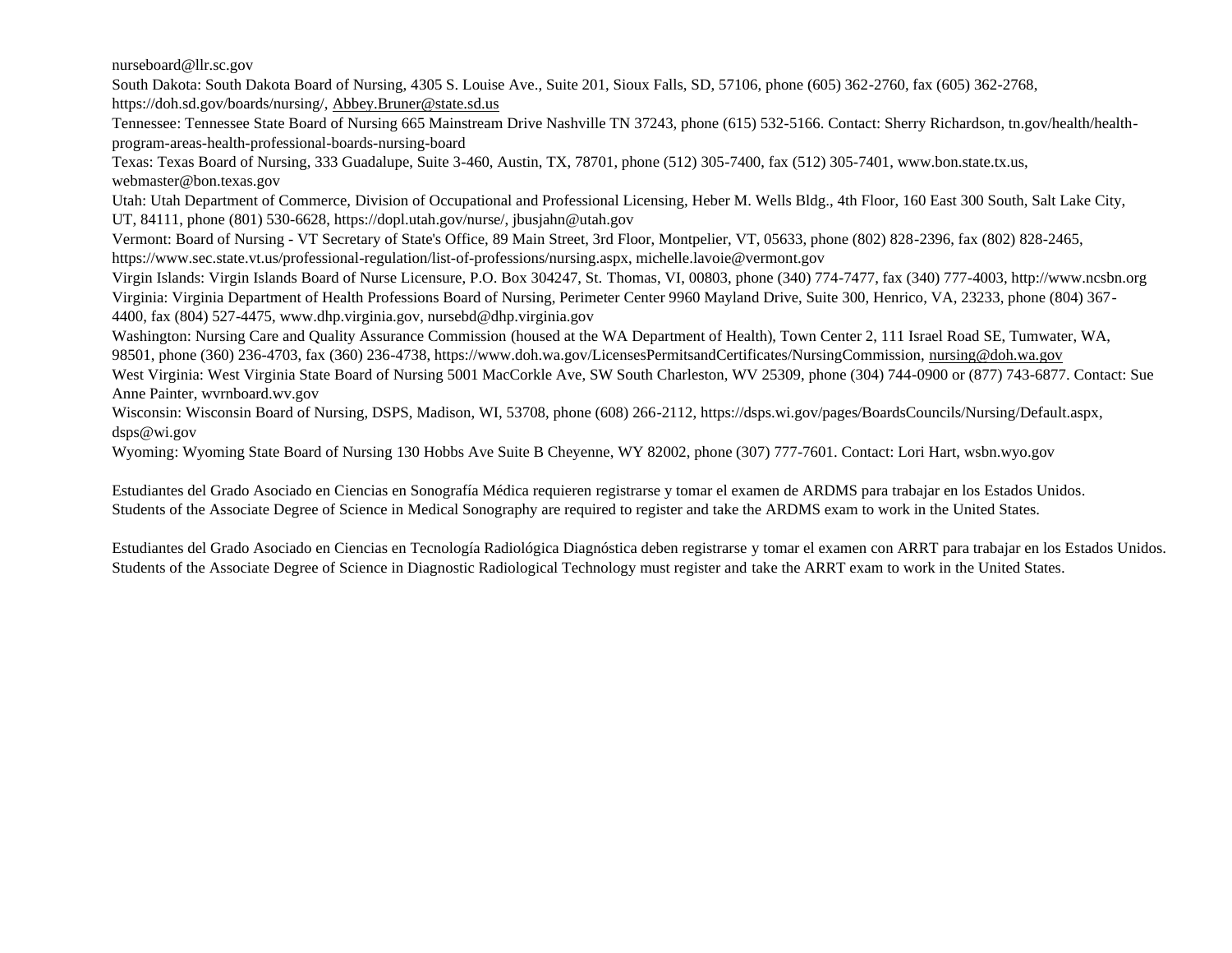nurseboard@llr.sc.gov

South Dakota: South Dakota Board of Nursing, 4305 S. Louise Ave., Suite 201, Sioux Falls, SD, 57106, phone (605) 362-2760, fax (605) 362-2768, https://doh.sd.gov/boards/nursing/, Abbey.Bruner@state.sd.us

Tennessee: Tennessee State Board of Nursing 665 Mainstream Drive Nashville TN 37243, phone (615) 532-5166. Contact: Sherry Richardson, tn.gov/health/health-program-areas-health-professional-boards-nursing-board

Texas: Texas Board of Nursing, 333 Guadalupe, Suite 3-460, Austin, TX, 78701, phone (512) 305-7400, fax (512) 305-7401, www.bon.state.tx.us, webmaster@bon.texas.gov

Utah: Utah Department of Commerce, Division of Occupational and Professional Licensing, Heber M. Wells Bldg., 4th Floor, 160 East 300 South, Salt Lake City, UT, 84111, phone (801) 530-6628, https://dopl.utah.gov/nurse/, jbusjahn@utah.gov

Vermont: Board of Nursing - VT Secretary of State's Office, 89 Main Street, 3rd Floor, Montpelier, VT, 05633, phone (802) 828-2396, fax (802) 828-2465, https://www.sec.state.vt.us/professional-regulation/list-of-professions/nursing.aspx, michelle.lavoie@vermont.gov

Virgin Islands: Virgin Islands Board of Nurse Licensure, P.O. Box 304247, St. Thomas, VI, 00803, phone (340) 774-7477, fax (340) 777-4003, http://www.ncsbn.org

Virginia: Virginia Department of Health Professions Board of Nursing, Perimeter Center 9960 Mayland Drive, Suite 300, Henrico, VA, 23233, phone (804) 367-4400, fax (804) 527-4475, www.dhp.virginia.gov, nursebd@dhp.virginia.gov

Washington: Nursing Care and Quality Assurance Commission (housed at the WA Department of Health), Town Center 2, 111 Israel Road SE, Tumwater, WA, 98501, phone (360) 236-4703, fax (360) 236-4738, https://www.doh.wa.gov/LicensesPermitsandCertificates/NursingCommission, nursing@doh.wa.gov

West Virginia: West Virginia State Board of Nursing 5001 MacCorkle Ave, SW South Charleston, WV 25309, phone (304) 744-0900 or (877) 743-6877. Contact: Sue Anne Painter, wvrnboard.wv.gov

Wisconsin: Wisconsin Board of Nursing, DSPS, Madison, WI, 53708, phone (608) 266-2112, https://dsps.wi.gov/pages/BoardsCouncils/Nursing/Default.aspx, dsps@wi.gov

Wyoming: Wyoming State Board of Nursing 130 Hobbs Ave Suite B Cheyenne, WY 82002, phone (307) 777-7601. Contact: Lori Hart, wsbn.wyo.gov

Estudiantes del Grado Asociado en Ciencias en Sonografía Médica requieren registrarse y tomar el examen de ARDMS para trabajar en los Estados Unidos.
Students of the Associate Degree of Science in Medical Sonography are required to register and take the ARDMS exam to work in the United States.

Estudiantes del Grado Asociado en Ciencias en Tecnología Radiológica Diagnóstica deben registrarse y tomar el examen con ARRT para trabajar en los Estados Unidos.
Students of the Associate Degree of Science in Diagnostic Radiological Technology must register and take the ARRT exam to work in the United States.